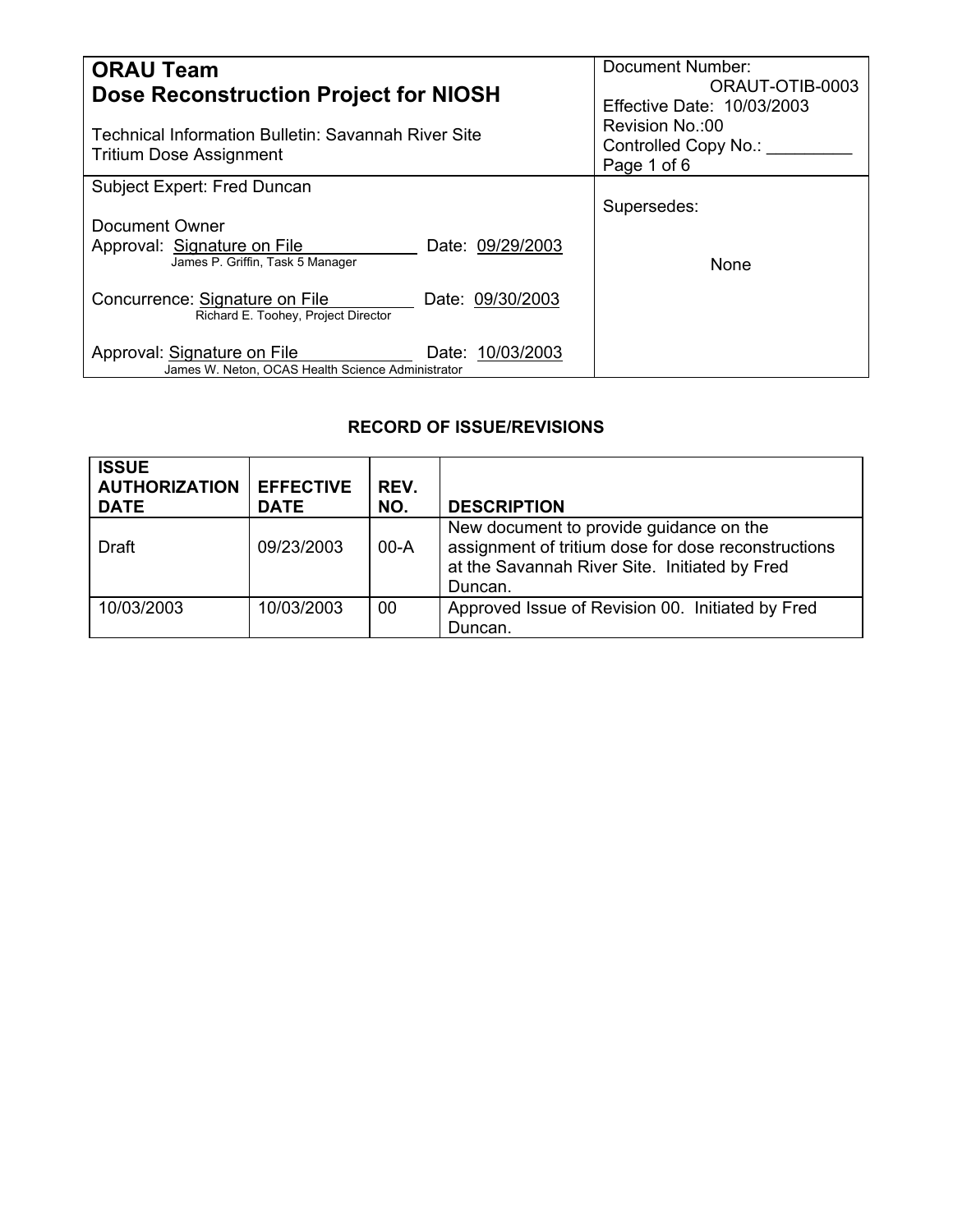| **ORAU Team**<br>**Dose Reconstruction Project for NIOSH**<br><br>Technical Information Bulletin: Savannah River Site Tritium Dose Assignment | Document Number: ORAUT-OTIB-0003<br>Effective Date: 10/03/2003<br>Revision No.:00<br>Controlled Copy No.: _________<br>Page 1 of 6 |
|---|---|
| Subject Expert: Fred Duncan<br><br>Document Owner<br>Approval: Signature on File Date: 09/29/2003<br>James P. Griffin, Task 5 Manager<br><br>Concurrence: Signature on File Date: 09/30/2003<br>Richard E. Toohey, Project Director<br><br>Approval: Signature on File Date: 10/03/2003<br>James W. Neton, OCAS Health Science Administrator | Supersedes:<br><br>None |

## RECORD OF ISSUE/REVISIONS

| ISSUE AUTHORIZATION DATE | EFFECTIVE DATE | REV. NO. | DESCRIPTION |
|---|---|---|---|
| Draft | 09/23/2003 | 00-A | New document to provide guidance on the assignment of tritium dose for dose reconstructions at the Savannah River Site. Initiated by Fred Duncan. |
| 10/03/2003 | 10/03/2003 | 00 | Approved Issue of Revision 00. Initiated by Fred Duncan. |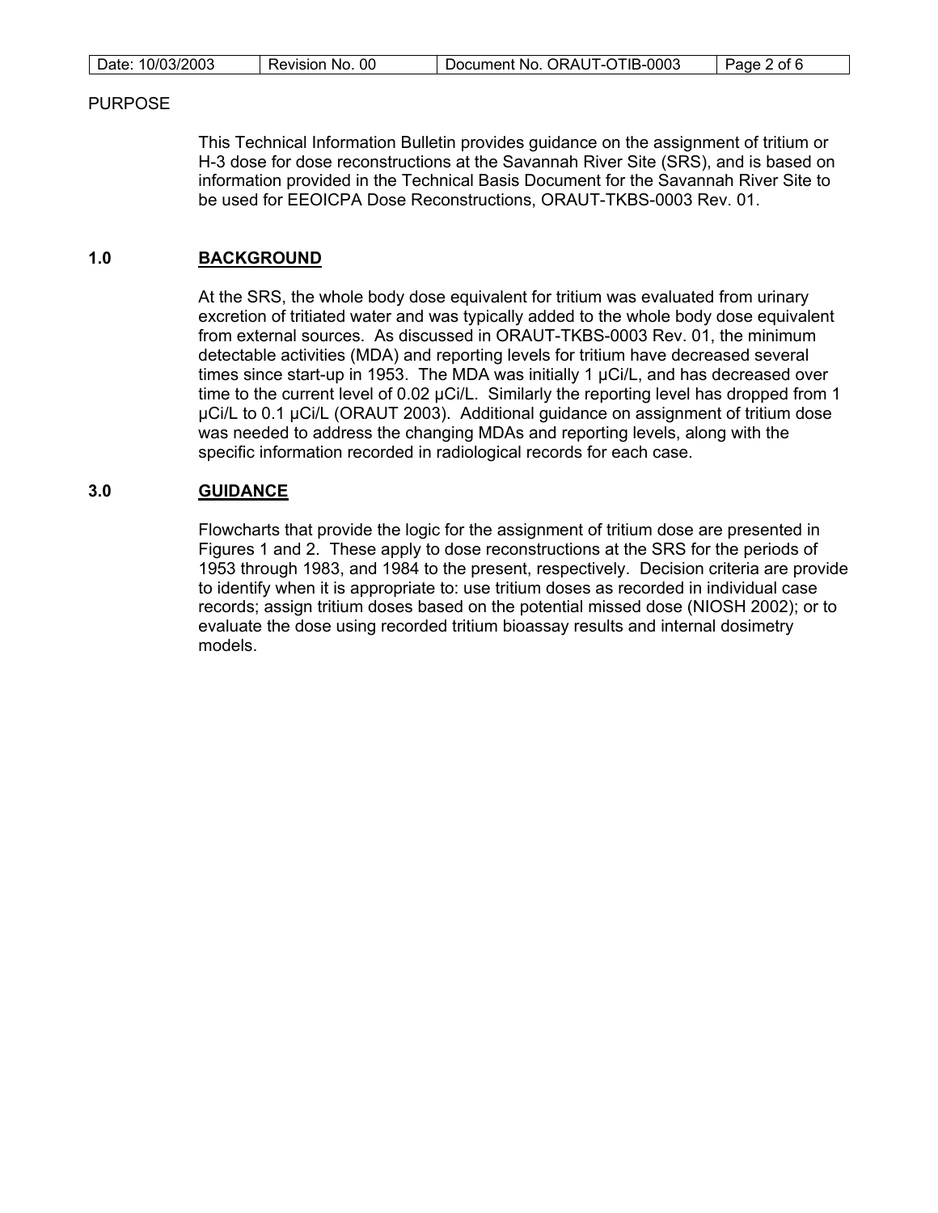PURPOSE

This Technical Information Bulletin provides guidance on the assignment of tritium or H-3 dose for dose reconstructions at the Savannah River Site (SRS), and is based on information provided in the Technical Basis Document for the Savannah River Site to be used for EEOICPA Dose Reconstructions, ORAUT-TKBS-0003 Rev. 01.

## 1.0 BACKGROUND

At the SRS, the whole body dose equivalent for tritium was evaluated from urinary excretion of tritiated water and was typically added to the whole body dose equivalent from external sources. As discussed in ORAUT-TKBS-0003 Rev. 01, the minimum detectable activities (MDA) and reporting levels for tritium have decreased several times since start-up in 1953. The MDA was initially 1 μCi/L, and has decreased over time to the current level of 0.02 μCi/L. Similarly the reporting level has dropped from 1 μCi/L to 0.1 μCi/L (ORAUT 2003). Additional guidance on assignment of tritium dose was needed to address the changing MDAs and reporting levels, along with the specific information recorded in radiological records for each case.

## 3.0 GUIDANCE

Flowcharts that provide the logic for the assignment of tritium dose are presented in Figures 1 and 2. These apply to dose reconstructions at the SRS for the periods of 1953 through 1983, and 1984 to the present, respectively. Decision criteria are provide to identify when it is appropriate to: use tritium doses as recorded in individual case records; assign tritium doses based on the potential missed dose (NIOSH 2002); or to evaluate the dose using recorded tritium bioassay results and internal dosimetry models.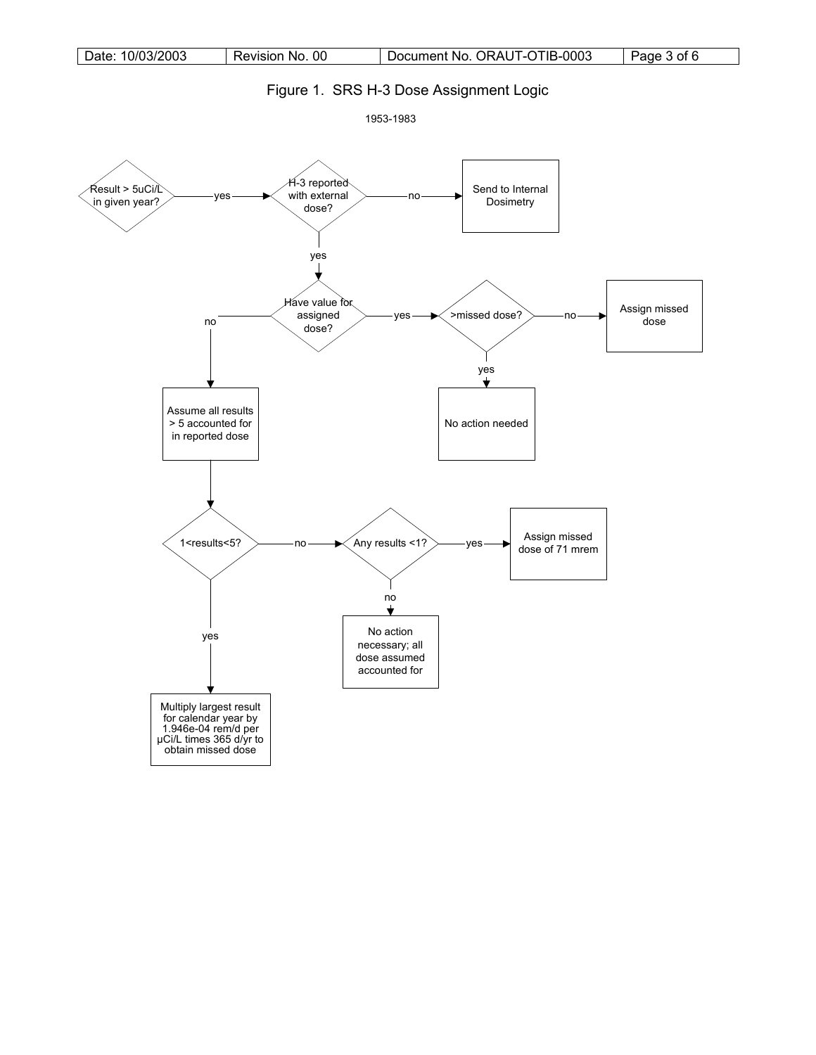Figure 1. SRS H-3 Dose Assignment Logic

1953-1983

Result > 5uCi/L in given year?

yes

H-3 reported with external dose?

no

Send to Internal Dosimetry

yes

Have value for assigned dose?

yes

>missed dose?

no

Assign missed dose

yes

No action needed

no

Assume all results > 5 accounted for in reported dose

1<results<5?

no

Any results <1?

yes

Assign missed dose of 71 mrem

no

No action necessary; all dose assumed accounted for

yes

Multiply largest result for calendar year by 1.946e-04 rem/d per µCi/L times 365 d/yr to obtain missed dose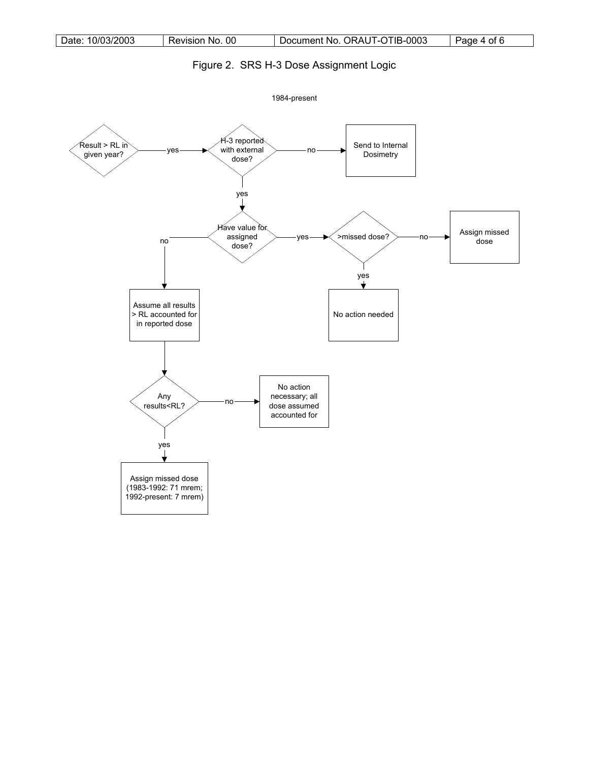Figure 2. SRS H-3 Dose Assignment Logic

1984-present

Result > RL in given year?

yes

H-3 reported with external dose?

no

Send to Internal Dosimetry

yes

Have value for assigned dose?

yes

>missed dose?

no

Assign missed dose

yes

No action needed

no

Assume all results > RL accounted for in reported dose

Any results<RL?

no

No action necessary; all dose assumed accounted for

yes

Assign missed dose (1983-1992: 71 mrem; 1992-present: 7 mrem)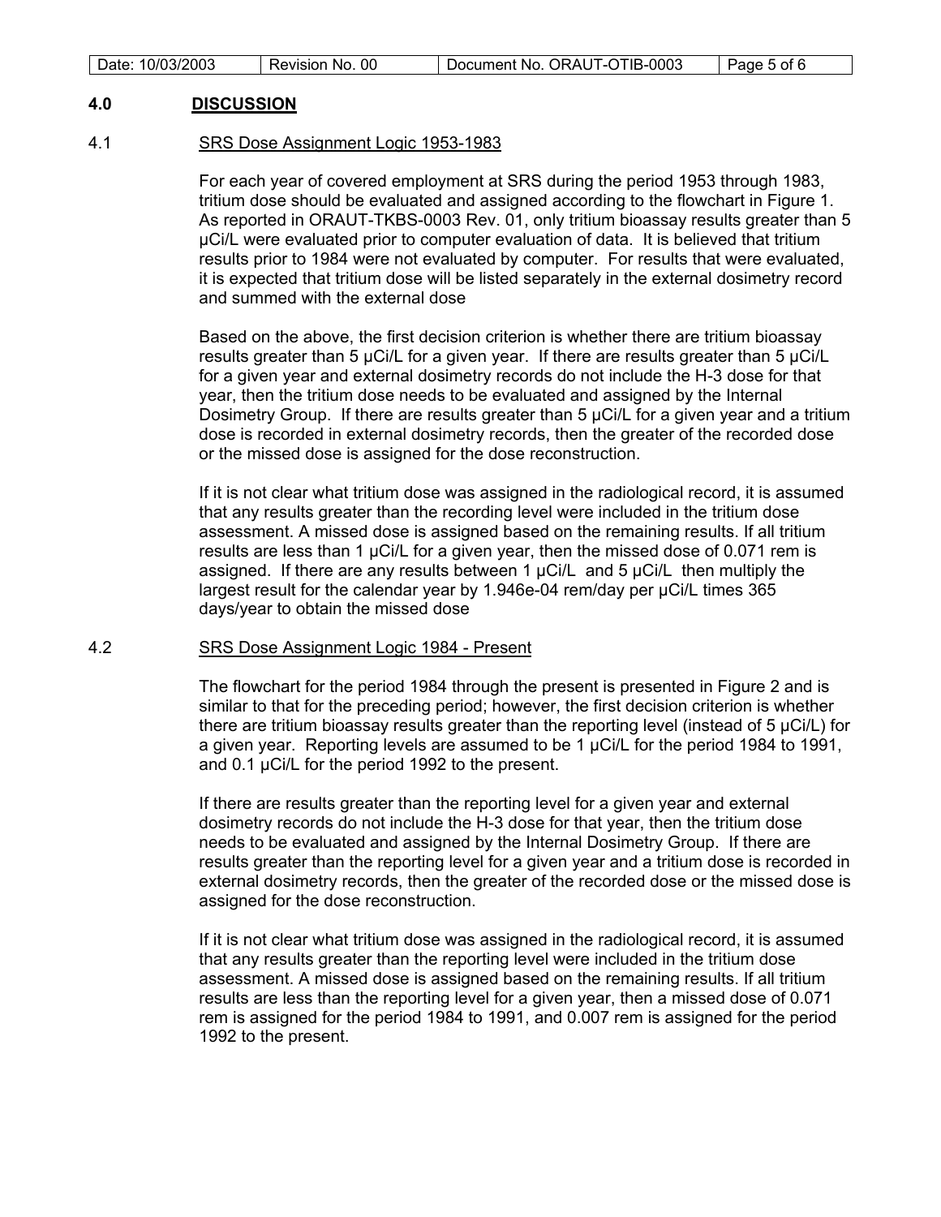## 4.0 DISCUSSION

### 4.1 SRS Dose Assignment Logic 1953-1983

For each year of covered employment at SRS during the period 1953 through 1983, tritium dose should be evaluated and assigned according to the flowchart in Figure 1. As reported in ORAUT-TKBS-0003 Rev. 01, only tritium bioassay results greater than 5 μCi/L were evaluated prior to computer evaluation of data. It is believed that tritium results prior to 1984 were not evaluated by computer. For results that were evaluated, it is expected that tritium dose will be listed separately in the external dosimetry record and summed with the external dose

Based on the above, the first decision criterion is whether there are tritium bioassay results greater than 5 μCi/L for a given year. If there are results greater than 5 μCi/L for a given year and external dosimetry records do not include the H-3 dose for that year, then the tritium dose needs to be evaluated and assigned by the Internal Dosimetry Group. If there are results greater than 5 μCi/L for a given year and a tritium dose is recorded in external dosimetry records, then the greater of the recorded dose or the missed dose is assigned for the dose reconstruction.

If it is not clear what tritium dose was assigned in the radiological record, it is assumed that any results greater than the recording level were included in the tritium dose assessment. A missed dose is assigned based on the remaining results. If all tritium results are less than 1 μCi/L for a given year, then the missed dose of 0.071 rem is assigned. If there are any results between 1 μCi/L and 5 μCi/L then multiply the largest result for the calendar year by 1.946e-04 rem/day per μCi/L times 365 days/year to obtain the missed dose

### 4.2 SRS Dose Assignment Logic 1984 - Present

The flowchart for the period 1984 through the present is presented in Figure 2 and is similar to that for the preceding period; however, the first decision criterion is whether there are tritium bioassay results greater than the reporting level (instead of 5 μCi/L) for a given year. Reporting levels are assumed to be 1 μCi/L for the period 1984 to 1991, and 0.1 μCi/L for the period 1992 to the present.

If there are results greater than the reporting level for a given year and external dosimetry records do not include the H-3 dose for that year, then the tritium dose needs to be evaluated and assigned by the Internal Dosimetry Group. If there are results greater than the reporting level for a given year and a tritium dose is recorded in external dosimetry records, then the greater of the recorded dose or the missed dose is assigned for the dose reconstruction.

If it is not clear what tritium dose was assigned in the radiological record, it is assumed that any results greater than the reporting level were included in the tritium dose assessment. A missed dose is assigned based on the remaining results. If all tritium results are less than the reporting level for a given year, then a missed dose of 0.071 rem is assigned for the period 1984 to 1991, and 0.007 rem is assigned for the period 1992 to the present.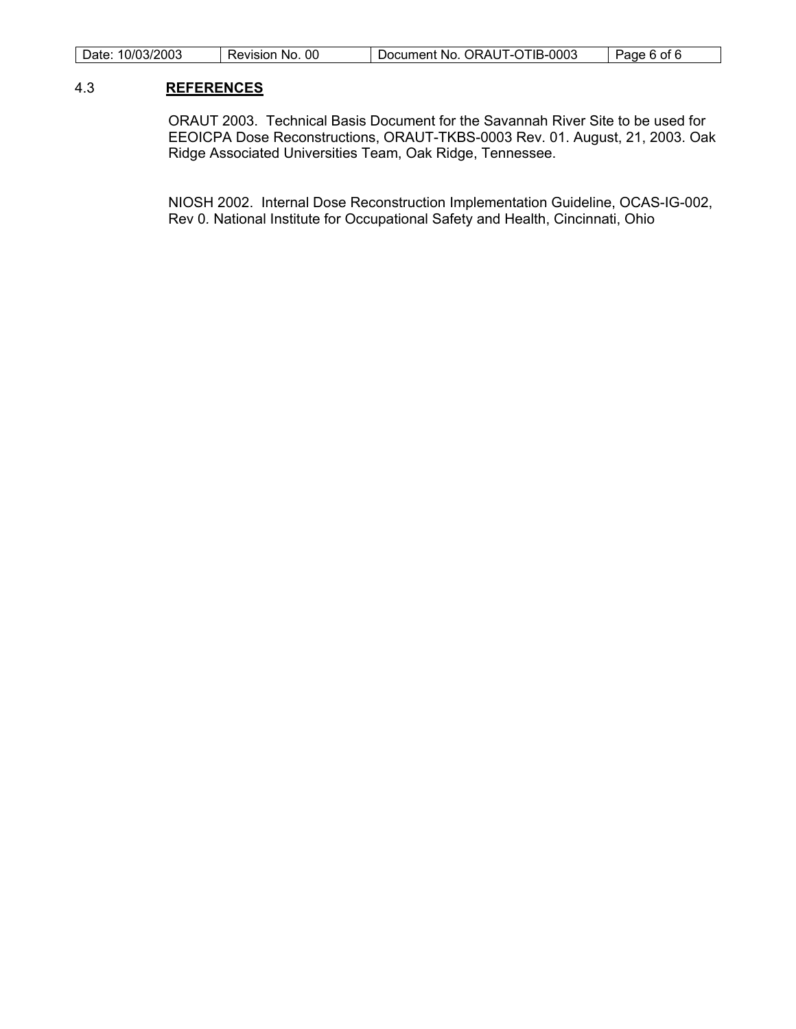## 4.3 REFERENCES

ORAUT 2003. Technical Basis Document for the Savannah River Site to be used for EEOICPA Dose Reconstructions, ORAUT-TKBS-0003 Rev. 01. August, 21, 2003. Oak Ridge Associated Universities Team, Oak Ridge, Tennessee.

NIOSH 2002. Internal Dose Reconstruction Implementation Guideline, OCAS-IG-002, Rev 0. National Institute for Occupational Safety and Health, Cincinnati, Ohio